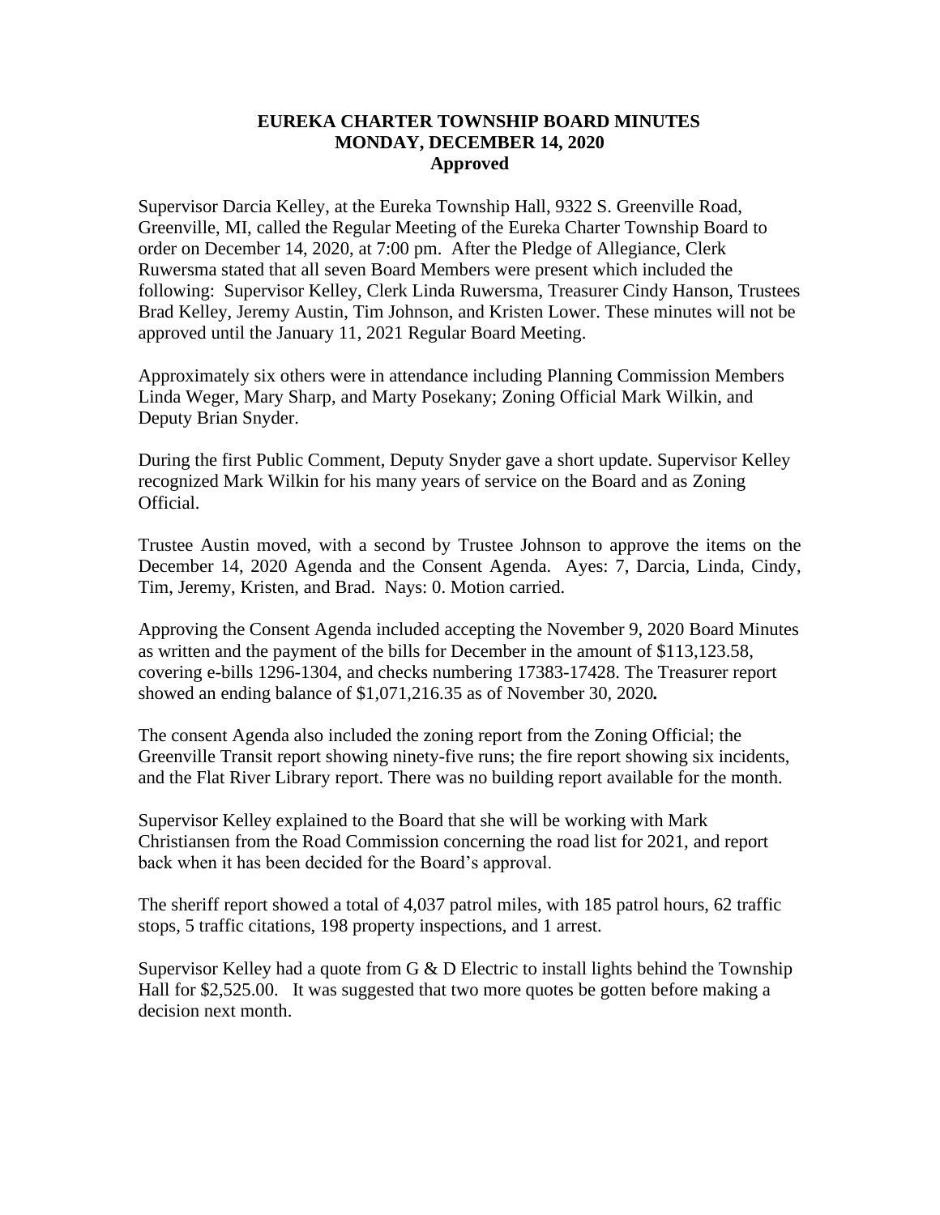# EUREKA CHARTER TOWNSHIP BOARD MINUTES
## MONDAY, DECEMBER 14, 2020
### Approved

Supervisor Darcia Kelley, at the Eureka Township Hall, 9322 S. Greenville Road, Greenville, MI, called the Regular Meeting of the Eureka Charter Township Board to order on December 14, 2020, at 7:00 pm. After the Pledge of Allegiance, Clerk Ruwersma stated that all seven Board Members were present which included the following: Supervisor Kelley, Clerk Linda Ruwersma, Treasurer Cindy Hanson, Trustees Brad Kelley, Jeremy Austin, Tim Johnson, and Kristen Lower. These minutes will not be approved until the January 11, 2021 Regular Board Meeting.

Approximately six others were in attendance including Planning Commission Members Linda Weger, Mary Sharp, and Marty Posekany; Zoning Official Mark Wilkin, and Deputy Brian Snyder.

During the first Public Comment, Deputy Snyder gave a short update. Supervisor Kelley recognized Mark Wilkin for his many years of service on the Board and as Zoning Official.

Trustee Austin moved, with a second by Trustee Johnson to approve the items on the December 14, 2020 Agenda and the Consent Agenda. Ayes: 7, Darcia, Linda, Cindy, Tim, Jeremy, Kristen, and Brad. Nays: 0. Motion carried.

Approving the Consent Agenda included accepting the November 9, 2020 Board Minutes as written and the payment of the bills for December in the amount of $113,123.58, covering e-bills 1296-1304, and checks numbering 17383-17428. The Treasurer report showed an ending balance of $1,071,216.35 as of November 30, 2020**.**

The consent Agenda also included the zoning report from the Zoning Official; the Greenville Transit report showing ninety-five runs; the fire report showing six incidents, and the Flat River Library report. There was no building report available for the month.

Supervisor Kelley explained to the Board that she will be working with Mark Christiansen from the Road Commission concerning the road list for 2021, and report back when it has been decided for the Board's approval.

The sheriff report showed a total of 4,037 patrol miles, with 185 patrol hours, 62 traffic stops, 5 traffic citations, 198 property inspections, and 1 arrest.

Supervisor Kelley had a quote from G & D Electric to install lights behind the Township Hall for $2,525.00. It was suggested that two more quotes be gotten before making a decision next month.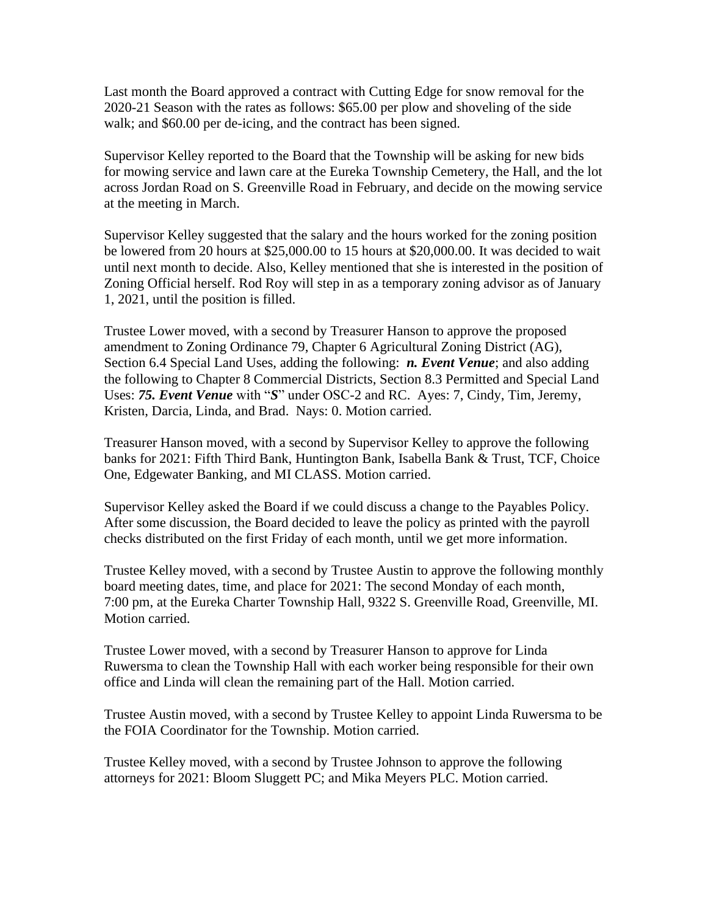Last month the Board approved a contract with Cutting Edge for snow removal for the 2020-21 Season with the rates as follows: $65.00 per plow and shoveling of the side walk; and $60.00 per de-icing, and the contract has been signed.

Supervisor Kelley reported to the Board that the Township will be asking for new bids for mowing service and lawn care at the Eureka Township Cemetery, the Hall, and the lot across Jordan Road on S. Greenville Road in February, and decide on the mowing service at the meeting in March.

Supervisor Kelley suggested that the salary and the hours worked for the zoning position be lowered from 20 hours at $25,000.00 to 15 hours at $20,000.00. It was decided to wait until next month to decide. Also, Kelley mentioned that she is interested in the position of Zoning Official herself. Rod Roy will step in as a temporary zoning advisor as of January 1, 2021, until the position is filled.

Trustee Lower moved, with a second by Treasurer Hanson to approve the proposed amendment to Zoning Ordinance 79, Chapter 6 Agricultural Zoning District (AG), Section 6.4 Special Land Uses, adding the following: ***n. Event Venue***; and also adding the following to Chapter 8 Commercial Districts, Section 8.3 Permitted and Special Land Uses: ***75. Event Venue*** with "***S***" under OSC-2 and RC. Ayes: 7, Cindy, Tim, Jeremy, Kristen, Darcia, Linda, and Brad. Nays: 0. Motion carried.

Treasurer Hanson moved, with a second by Supervisor Kelley to approve the following banks for 2021: Fifth Third Bank, Huntington Bank, Isabella Bank & Trust, TCF, Choice One, Edgewater Banking, and MI CLASS. Motion carried.

Supervisor Kelley asked the Board if we could discuss a change to the Payables Policy. After some discussion, the Board decided to leave the policy as printed with the payroll checks distributed on the first Friday of each month, until we get more information.

Trustee Kelley moved, with a second by Trustee Austin to approve the following monthly board meeting dates, time, and place for 2021: The second Monday of each month, 7:00 pm, at the Eureka Charter Township Hall, 9322 S. Greenville Road, Greenville, MI. Motion carried.

Trustee Lower moved, with a second by Treasurer Hanson to approve for Linda Ruwersma to clean the Township Hall with each worker being responsible for their own office and Linda will clean the remaining part of the Hall. Motion carried.

Trustee Austin moved, with a second by Trustee Kelley to appoint Linda Ruwersma to be the FOIA Coordinator for the Township. Motion carried.

Trustee Kelley moved, with a second by Trustee Johnson to approve the following attorneys for 2021: Bloom Sluggett PC; and Mika Meyers PLC. Motion carried.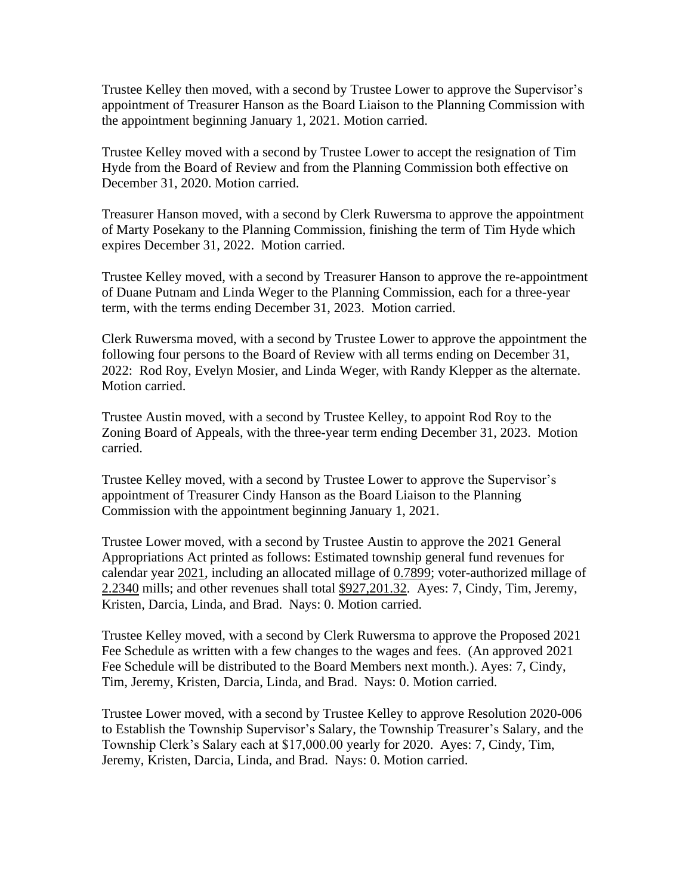Trustee Kelley then moved, with a second by Trustee Lower to approve the Supervisor's appointment of Treasurer Hanson as the Board Liaison to the Planning Commission with the appointment beginning January 1, 2021. Motion carried.

Trustee Kelley moved with a second by Trustee Lower to accept the resignation of Tim Hyde from the Board of Review and from the Planning Commission both effective on December 31, 2020. Motion carried.

Treasurer Hanson moved, with a second by Clerk Ruwersma to approve the appointment of Marty Posekany to the Planning Commission, finishing the term of Tim Hyde which expires December 31, 2022. Motion carried.

Trustee Kelley moved, with a second by Treasurer Hanson to approve the re-appointment of Duane Putnam and Linda Weger to the Planning Commission, each for a three-year term, with the terms ending December 31, 2023. Motion carried.

Clerk Ruwersma moved, with a second by Trustee Lower to approve the appointment the following four persons to the Board of Review with all terms ending on December 31, 2022: Rod Roy, Evelyn Mosier, and Linda Weger, with Randy Klepper as the alternate. Motion carried.

Trustee Austin moved, with a second by Trustee Kelley, to appoint Rod Roy to the Zoning Board of Appeals, with the three-year term ending December 31, 2023. Motion carried.

Trustee Kelley moved, with a second by Trustee Lower to approve the Supervisor's appointment of Treasurer Cindy Hanson as the Board Liaison to the Planning Commission with the appointment beginning January 1, 2021.

Trustee Lower moved, with a second by Trustee Austin to approve the 2021 General Appropriations Act printed as follows: Estimated township general fund revenues for calendar year 2021, including an allocated millage of 0.7899; voter-authorized millage of 2.2340 mills; and other revenues shall total $927,201.32. Ayes: 7, Cindy, Tim, Jeremy, Kristen, Darcia, Linda, and Brad. Nays: 0. Motion carried.

Trustee Kelley moved, with a second by Clerk Ruwersma to approve the Proposed 2021 Fee Schedule as written with a few changes to the wages and fees. (An approved 2021 Fee Schedule will be distributed to the Board Members next month.). Ayes: 7, Cindy, Tim, Jeremy, Kristen, Darcia, Linda, and Brad. Nays: 0. Motion carried.

Trustee Lower moved, with a second by Trustee Kelley to approve Resolution 2020-006 to Establish the Township Supervisor's Salary, the Township Treasurer's Salary, and the Township Clerk's Salary each at $17,000.00 yearly for 2020. Ayes: 7, Cindy, Tim, Jeremy, Kristen, Darcia, Linda, and Brad. Nays: 0. Motion carried.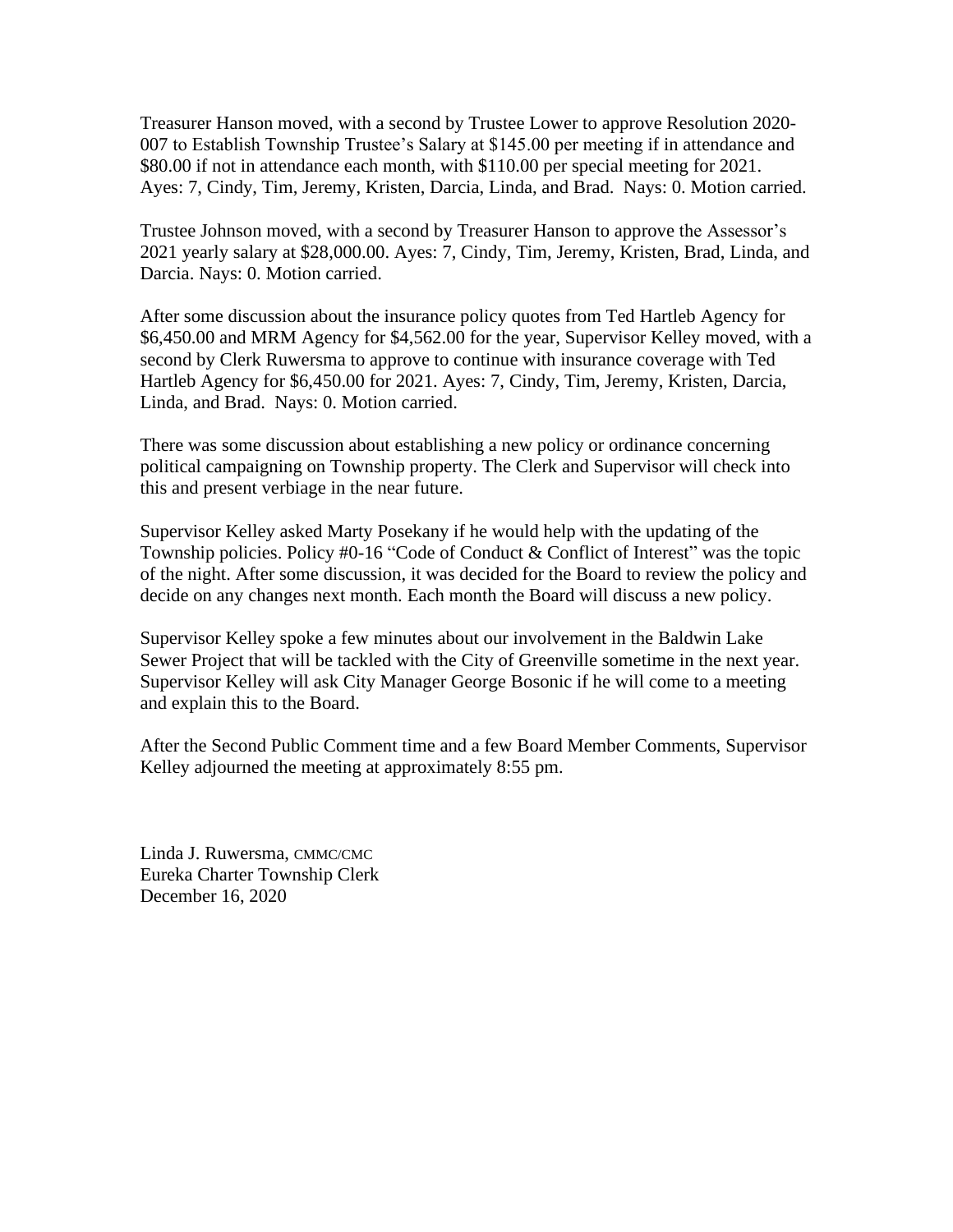Treasurer Hanson moved, with a second by Trustee Lower to approve Resolution 2020-007 to Establish Township Trustee's Salary at $145.00 per meeting if in attendance and $80.00 if not in attendance each month, with $110.00 per special meeting for 2021. Ayes: 7, Cindy, Tim, Jeremy, Kristen, Darcia, Linda, and Brad. Nays: 0. Motion carried.

Trustee Johnson moved, with a second by Treasurer Hanson to approve the Assessor's 2021 yearly salary at $28,000.00. Ayes: 7, Cindy, Tim, Jeremy, Kristen, Brad, Linda, and Darcia. Nays: 0. Motion carried.

After some discussion about the insurance policy quotes from Ted Hartleb Agency for $6,450.00 and MRM Agency for $4,562.00 for the year, Supervisor Kelley moved, with a second by Clerk Ruwersma to approve to continue with insurance coverage with Ted Hartleb Agency for $6,450.00 for 2021. Ayes: 7, Cindy, Tim, Jeremy, Kristen, Darcia, Linda, and Brad. Nays: 0. Motion carried.

There was some discussion about establishing a new policy or ordinance concerning political campaigning on Township property. The Clerk and Supervisor will check into this and present verbiage in the near future.

Supervisor Kelley asked Marty Posekany if he would help with the updating of the Township policies. Policy #0-16 "Code of Conduct & Conflict of Interest" was the topic of the night. After some discussion, it was decided for the Board to review the policy and decide on any changes next month. Each month the Board will discuss a new policy.

Supervisor Kelley spoke a few minutes about our involvement in the Baldwin Lake Sewer Project that will be tackled with the City of Greenville sometime in the next year. Supervisor Kelley will ask City Manager George Bosonic if he will come to a meeting and explain this to the Board.

After the Second Public Comment time and a few Board Member Comments, Supervisor Kelley adjourned the meeting at approximately 8:55 pm.

Linda J. Ruwersma, CMMC/CMC
Eureka Charter Township Clerk
December 16, 2020